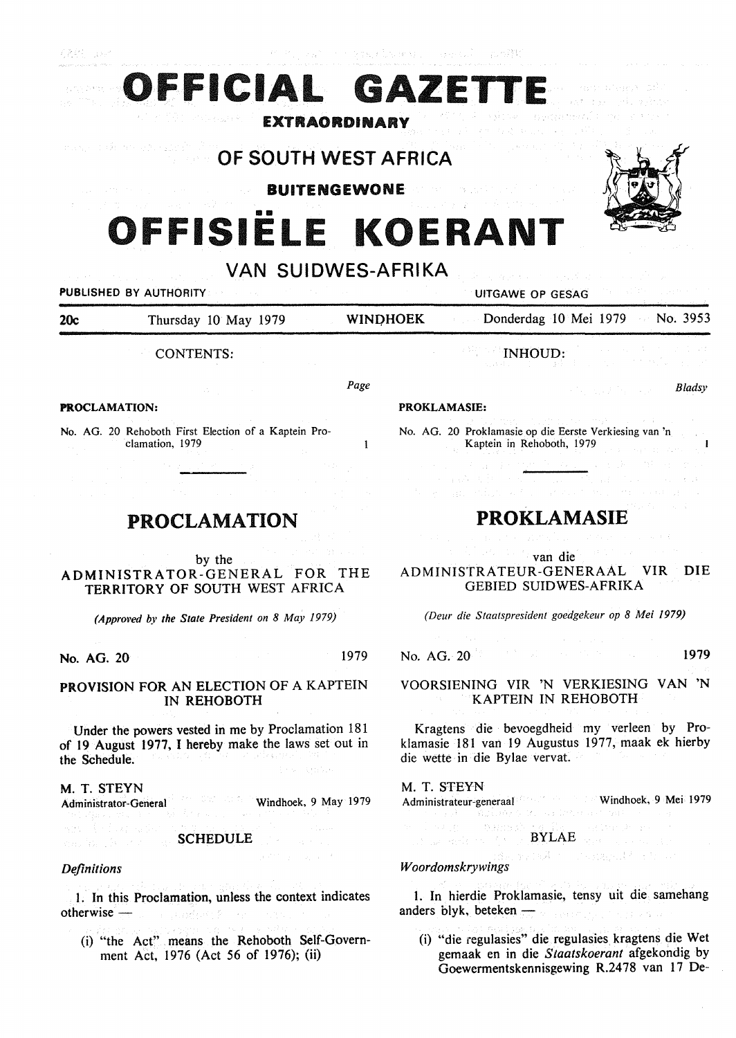# OFFICIAL GAZETTE

**EXTRAORDINARY**

## OF SOUTH WEST AFRICA

**BUITENGEWONE**

# OFFISIËLE KOERANT

## VAN SUIDWES-AFRIKA

PUBLISHED BY AUTHORITY — UITGAWE OP GESAG

**20c** Thursday 10 May 1979 **WINDHOEK** Donderdag 10 Mei 1979 No. 3953

CONTENTS:

| | Page |
|---|---|
| **PROCLAMATION:** | |
| No. AG. 20 Rehoboth First Election of a Kaptein Proclamation, 1979 | 1 |

INHOUD:

| | Bladsy |
|---|---|
| **PROKLAMASIE:** | |
| No. AG. 20 Proklamasie op die Eerste Verkiesing van 'n Kaptein in Rehoboth, 1979 | 1 |

## PROCLAMATION

by the

ADMINISTRATOR-GENERAL FOR THE TERRITORY OF SOUTH WEST AFRICA

*(Approved by the State President on 8 May 1979)*

**No. AG. 20** 1979

**PROVISION FOR AN ELECTION OF A KAPTEIN IN REHOBOTH**

Under the powers vested in me by Proclamation 181 of 19 August 1977, I hereby make the laws set out in the Schedule.

M. T. STEYN
Administrator-General Windhoek, 9 May 1979

SCHEDULE

*Definitions*

1. In this Proclamation, unless the context indicates otherwise —

(i) "the Act" means the Rehoboth Self-Government Act, 1976 (Act 56 of 1976); (ii)

## PROKLAMASIE

van die

ADMINISTRATEUR-GENERAAL VIR DIE GEBIED SUIDWES-AFRIKA

*(Deur die Staatspresident goedgekeur op 8 Mei 1979)*

No. AG. 20 1979

VOORSIENING VIR 'N VERKIESING VAN 'N KAPTEIN IN REHOBOTH

Kragtens die bevoegdheid my verleen by Proklamasie 181 van 19 Augustus 1977, maak ek hierby die wette in die Bylae vervat.

M. T. STEYN
Administrateur-generaal Windhoek, 9 Mei 1979

BYLAE

*Woordomskrywings*

1. In hierdie Proklamasie, tensy uit die samehang anders blyk, beteken —

(i) "die regulasies" die regulasies kragtens die Wet gemaak en in die *Staatskoerant* afgekondig by Goewermentskennisgewing R.2478 van 17 De-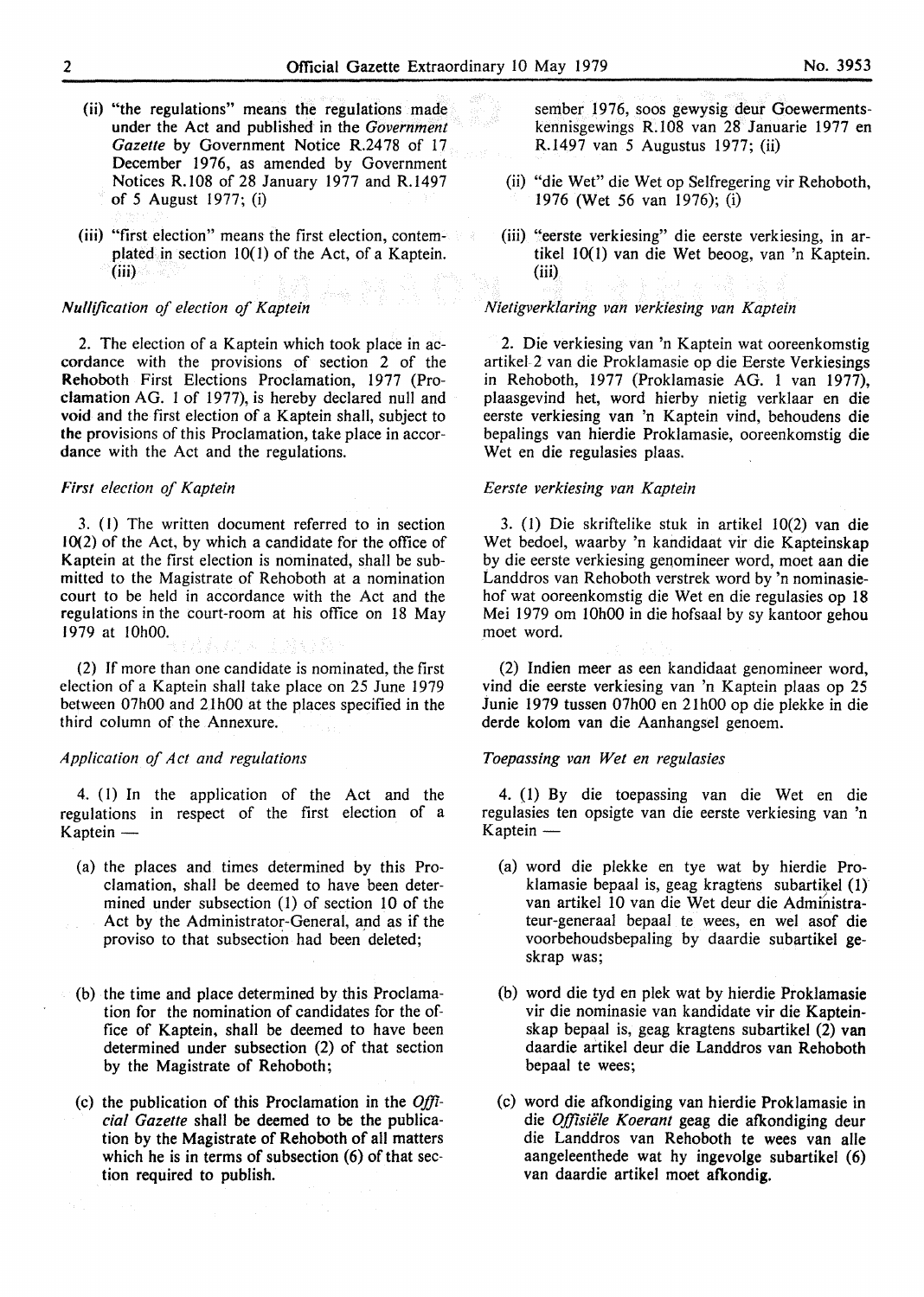(ii) "the regulations" means the regulations made under the Act and published in the *Government Gazette* by Government Notice R.2478 of 17 December 1976, as amended by Government Notices R.108 of 28 January 1977 and R.1497 of 5 August 1977; (i)

(iii) "first election" means the first election, contemplated in section 10(1) of the Act, of a Kaptein. (iii)

*Nullification of election of Kaptein*

2. The election of a Kaptein which took place in accordance with the provisions of section 2 of the Rehoboth First Elections Proclamation, 1977 (Proclamation AG. 1 of 1977), is hereby declared null and void and the first election of a Kaptein shall, subject to the provisions of this Proclamation, take place in accordance with the Act and the regulations.

*First election of Kaptein*

3. (1) The written document referred to in section 10(2) of the Act, by which a candidate for the office of Kaptein at the first election is nominated, shall be submitted to the Magistrate of Rehoboth at a nomination court to be held in accordance with the Act and the regulations in the court-room at his office on 18 May 1979 at 10h00.

(2) If more than one candidate is nominated, the first election of a Kaptein shall take place on 25 June 1979 between 07h00 and 21h00 at the places specified in the third column of the Annexure.

*Application of Act and regulations*

4. (1) In the application of the Act and the regulations in respect of the first election of a Kaptein —

(a) the places and times determined by this Proclamation, shall be deemed to have been determined under subsection (1) of section 10 of the Act by the Administrator-General, and as if the proviso to that subsection had been deleted;

(b) the time and place determined by this Proclamation for the nomination of candidates for the office of Kaptein, shall be deemed to have been determined under subsection (2) of that section by the Magistrate of Rehoboth;

(c) the publication of this Proclamation in the *Official Gazette* shall be deemed to be the publication by the Magistrate of Rehoboth of all matters which he is in terms of subsection (6) of that section required to publish.

sember 1976, soos gewysig deur Goewermentskennisgewings R.108 van 28 Januarie 1977 en R.1497 van 5 Augustus 1977; (ii)

(ii) "die Wet" die Wet op Selfregering vir Rehoboth, 1976 (Wet 56 van 1976); (i)

(iii) "eerste verkiesing" die eerste verkiesing, in artikel 10(1) van die Wet beoog, van 'n Kaptein. (iii)

*Nietigverklaring van verkiesing van Kaptein*

2. Die verkiesing van 'n Kaptein wat ooreenkomstig artikel 2 van die Proklamasie op die Eerste Verkiesings in Rehoboth, 1977 (Proklamasie AG. 1 van 1977), plaasgevind het, word hierby nietig verklaar en die eerste verkiesing van 'n Kaptein vind, behoudens die bepalings van hierdie Proklamasie, ooreenkomstig die Wet en die regulasies plaas.

*Eerste verkiesing van Kaptein*

3. (1) Die skriftelike stuk in artikel 10(2) van die Wet bedoel, waarby 'n kandidaat vir die Kapteinskap by die eerste verkiesing genomineer word, moet aan die Landdros van Rehoboth verstrek word by 'n nominasiehof wat ooreenkomstig die Wet en die regulasies op 18 Mei 1979 om 10h00 in die hofsaal by sy kantoor gehou moet word.

(2) Indien meer as een kandidaat genomineer word, vind die eerste verkiesing van 'n Kaptein plaas op 25 Junie 1979 tussen 07h00 en 21h00 op die plekke in die derde kolom van die Aanhangsel genoem.

*Toepassing van Wet en regulasies*

4. (1) By die toepassing van die Wet en die regulasies ten opsigte van die eerste verkiesing van 'n Kaptein —

(a) word die plekke en tye wat by hierdie Proklamasie bepaal is, geag kragtens subartikel (1) van artikel 10 van die Wet deur die Administrateur-generaal bepaal te wees, en wel asof die voorbehoudsbepaling by daardie subartikel geskrap was;

(b) word die tyd en plek wat by hierdie Proklamasie vir die nominasie van kandidate vir die Kapteinskap bepaal is, geag kragtens subartikel (2) van daardie artikel deur die Landdros van Rehoboth bepaal te wees;

(c) word die afkondiging van hierdie Proklamasie in die *Offisiële Koerant* geag die afkondiging deur die Landdros van Rehoboth te wees van alle aangeleenthede wat hy ingevolge subartikel (6) van daardie artikel moet afkondig.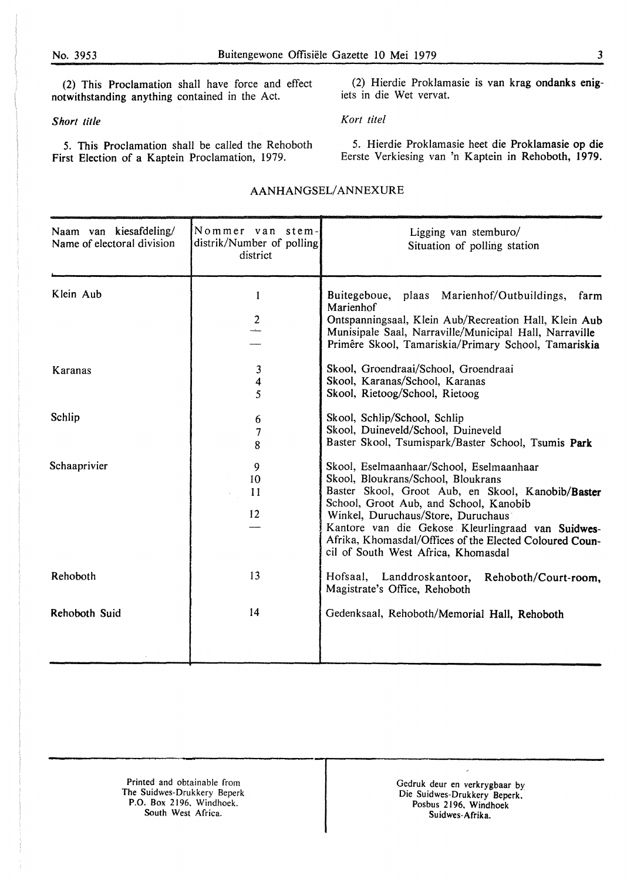(2) This Proclamation shall have force and effect notwithstanding anything contained in the Act.

(2) Hierdie Proklamasie is van krag ondanks enigiets in die Wet vervat.

*Short title*

*Kort titel*

5. This Proclamation shall be called the Rehoboth First Election of a Kaptein Proclamation, 1979.

5. Hierdie Proklamasie heet die Proklamasie op die Eerste Verkiesing van 'n Kaptein in Rehoboth, 1979.

## AANHANGSEL/ANNEXURE

| Naam van kiesafdeling/ Name of electoral division | Nommer van stemdistrik/Number of polling district | Ligging van stemburo/ Situation of polling station |
|---|---|---|
| Klein Aub | 1 | Buitegeboue, plaas Marienhof/Outbuildings, farm Marienhof |
| | 2 | Ontspanningsaal, Klein Aub/Recreation Hall, Klein Aub |
| | — | Munisipale Saal, Narraville/Municipal Hall, Narraville |
| | — | Primêre Skool, Tamariskia/Primary School, Tamariskia |
| Karanas | 3 | Skool, Groendraai/School, Groendraai |
| | 4 | Skool, Karanas/School, Karanas |
| | 5 | Skool, Rietoog/School, Rietoog |
| Schlip | 6 | Skool, Schlip/School, Schlip |
| | 7 | Skool, Duineveld/School, Duineveld |
| | 8 | Baster Skool, Tsumispark/Baster School, Tsumis Park |
| Schaaprivier | 9 | Skool, Eselmaanhaar/School, Eselmaanhaar |
| | 10 | Skool, Bloukrans/School, Bloukrans |
| | 11 | Baster Skool, Groot Aub, en Skool, Kanobib/Baster School, Groot Aub, and School, Kanobib |
| | 12 | Winkel, Duruchaus/Store, Duruchaus |
| | — | Kantore van die Gekose Kleurlingraad van Suidwes-Afrika, Khomasdal/Offices of the Elected Coloured Council of South West Africa, Khomasdal |
| Rehoboth | 13 | Hofsaal, Landdroskantoor, Rehoboth/Court-room, Magistrate's Office, Rehoboth |
| Rehoboth Suid | 14 | Gedenksaal, Rehoboth/Memorial Hall, Rehoboth |

Printed and obtainable from The Suidwes-Drukkery Beperk P.O. Box 2196, Windhoek. South West Africa.

Gedruk deur en verkrygbaar by Die Suidwes-Drukkery Beperk, Posbus 2196, Windhoek Suidwes-Afrika.